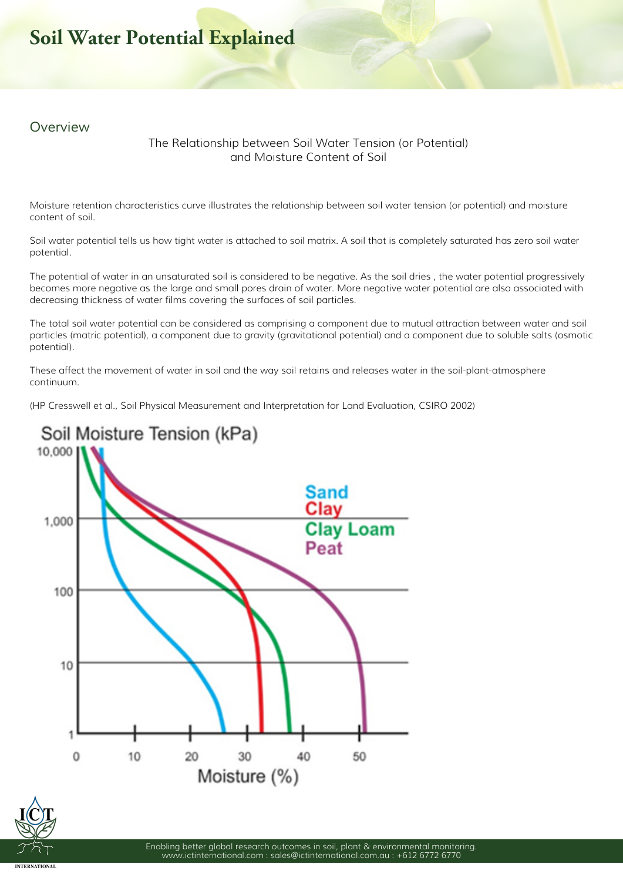# Soil Water Potential Explained

## Overview

The Relationship between Soil Water Tension (or Potential) and Moisture Content of Soil

Moisture retention characteristics curve illustrates the relationship between soil water tension (or potential) and moisture content of soil.

Soil water potential tells us how tight water is attached to soil matrix. A soil that is completely saturated has zero soil water potential.

The potential of water in an unsaturated soil is considered to be negative. As the soil dries , the water potential progressively becomes more negative as the large and small pores drain of water. More negative water potential are also associated with decreasing thickness of water films covering the surfaces of soil particles.

The total soil water potential can be considered as comprising a component due to mutual attraction between water and soil particles (matric potential), a component due to gravity (gravitational potential) and a component due to soluble salts (osmotic potential).

These affect the movement of water in soil and the way soil retains and releases water in the soil-plant-atmosphere continuum.

(HP Cresswell et al., Soil Physical Measurement and Interpretation for Land Evaluation, CSIRO 2002)

Soil Moisture Tension (kPa)

10,000
1,000
100
10
1

Sand
Clay
Clay Loam
Peat

0 10 20 30 40 50

Moisture (%)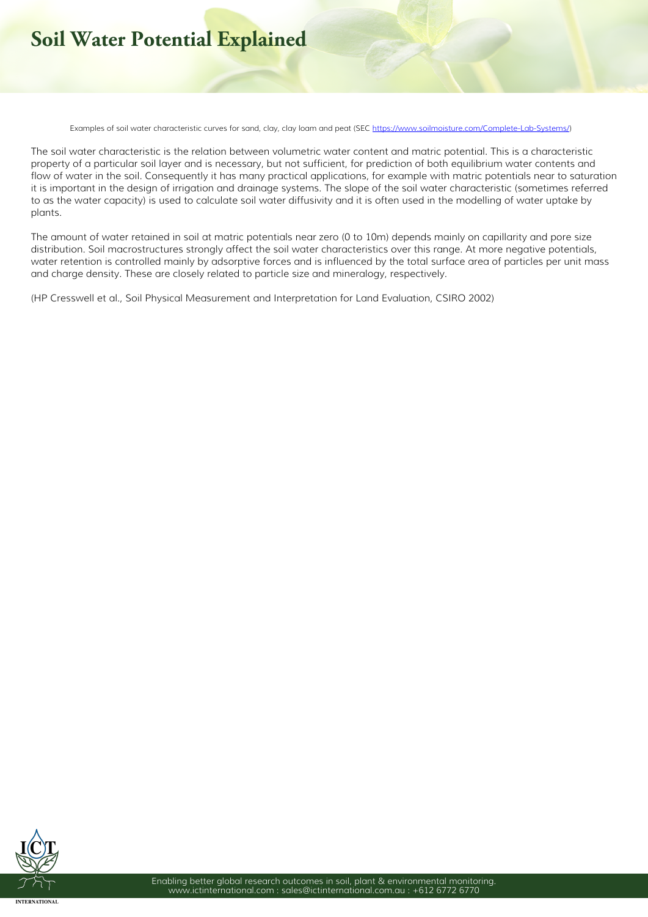# Soil Water Potential Explained

Examples of soil water characteristic curves for sand, clay, clay loam and peat (SEC https://www.soilmoisture.com/Complete-Lab-Systems/)

The soil water characteristic is the relation between volumetric water content and matric potential. This is a characteristic property of a particular soil layer and is necessary, but not sufficient, for prediction of both equilibrium water contents and flow of water in the soil. Consequently it has many practical applications, for example with matric potentials near to saturation it is important in the design of irrigation and drainage systems. The slope of the soil water characteristic (sometimes referred to as the water capacity) is used to calculate soil water diffusivity and it is often used in the modelling of water uptake by plants.

The amount of water retained in soil at matric potentials near zero (0 to 10m) depends mainly on capillarity and pore size distribution. Soil macrostructures strongly affect the soil water characteristics over this range. At more negative potentials, water retention is controlled mainly by adsorptive forces and is influenced by the total surface area of particles per unit mass and charge density. These are closely related to particle size and mineralogy, respectively.

(HP Cresswell et al., Soil Physical Measurement and Interpretation for Land Evaluation, CSIRO 2002)